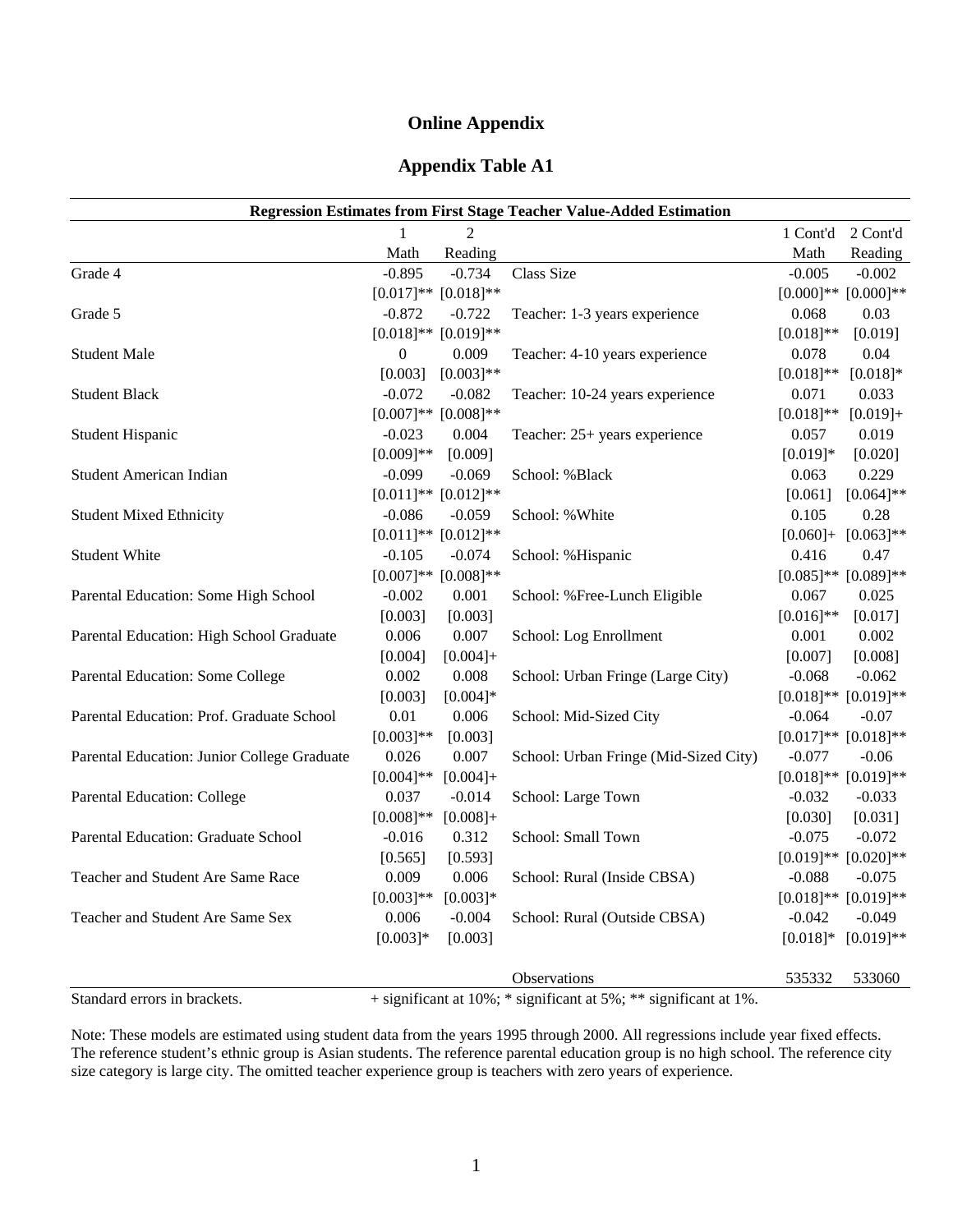# Online Appendix

## Appendix Table A1

| Regression Estimates from First Stage Teacher Value-Added Estimation | | | | | |
|---|---|---|---|---|---|
| | 1 | 2 | | 1 Cont'd | 2 Cont'd |
| | Math | Reading | | Math | Reading |
| Grade 4 | -0.895 | -0.734 | Class Size | -0.005 | -0.002 |
| | [0.017]** | [0.018]** | | [0.000]** | [0.000]** |
| Grade 5 | -0.872 | -0.722 | Teacher: 1-3 years experience | 0.068 | 0.03 |
| | [0.018]** | [0.019]** | | [0.018]** | [0.019] |
| Student Male | 0 | 0.009 | Teacher: 4-10 years experience | 0.078 | 0.04 |
| | [0.003] | [0.003]** | | [0.018]** | [0.018]* |
| Student Black | -0.072 | -0.082 | Teacher: 10-24 years experience | 0.071 | 0.033 |
| | [0.007]** | [0.008]** | | [0.018]** | [0.019]+ |
| Student Hispanic | -0.023 | 0.004 | Teacher: 25+ years experience | 0.057 | 0.019 |
| | [0.009]** | [0.009] | | [0.019]* | [0.020] |
| Student American Indian | -0.099 | -0.069 | School: %Black | 0.063 | 0.229 |
| | [0.011]** | [0.012]** | | [0.061] | [0.064]** |
| Student Mixed Ethnicity | -0.086 | -0.059 | School: %White | 0.105 | 0.28 |
| | [0.011]** | [0.012]** | | [0.060]+ | [0.063]** |
| Student White | -0.105 | -0.074 | School: %Hispanic | 0.416 | 0.47 |
| | [0.007]** | [0.008]** | | [0.085]** | [0.089]** |
| Parental Education: Some High School | -0.002 | 0.001 | School: %Free-Lunch Eligible | 0.067 | 0.025 |
| | [0.003] | [0.003] | | [0.016]** | [0.017] |
| Parental Education: High School Graduate | 0.006 | 0.007 | School: Log Enrollment | 0.001 | 0.002 |
| | [0.004] | [0.004]+ | | [0.007] | [0.008] |
| Parental Education: Some College | 0.002 | 0.008 | School: Urban Fringe (Large City) | -0.068 | -0.062 |
| | [0.003] | [0.004]* | | [0.018]** | [0.019]** |
| Parental Education: Prof. Graduate School | 0.01 | 0.006 | School: Mid-Sized City | -0.064 | -0.07 |
| | [0.003]** | [0.003] | | [0.017]** | [0.018]** |
| Parental Education: Junior College Graduate | 0.026 | 0.007 | School: Urban Fringe (Mid-Sized City) | -0.077 | -0.06 |
| | [0.004]** | [0.004]+ | | [0.018]** | [0.019]** |
| Parental Education: College | 0.037 | -0.014 | School: Large Town | -0.032 | -0.033 |
| | [0.008]** | [0.008]+ | | [0.030] | [0.031] |
| Parental Education: Graduate School | -0.016 | 0.312 | School: Small Town | -0.075 | -0.072 |
| | [0.565] | [0.593] | | [0.019]** | [0.020]** |
| Teacher and Student Are Same Race | 0.009 | 0.006 | School: Rural (Inside CBSA) | -0.088 | -0.075 |
| | [0.003]** | [0.003]* | | [0.018]** | [0.019]** |
| Teacher and Student Are Same Sex | 0.006 | -0.004 | School: Rural (Outside CBSA) | -0.042 | -0.049 |
| | [0.003]* | [0.003] | | [0.018]* | [0.019]** |
| | | | Observations | 535332 | 533060 |

Standard errors in brackets. + significant at 10%; * significant at 5%; ** significant at 1%.

Note: These models are estimated using student data from the years 1995 through 2000. All regressions include year fixed effects. The reference student's ethnic group is Asian students. The reference parental education group is no high school. The reference city size category is large city. The omitted teacher experience group is teachers with zero years of experience.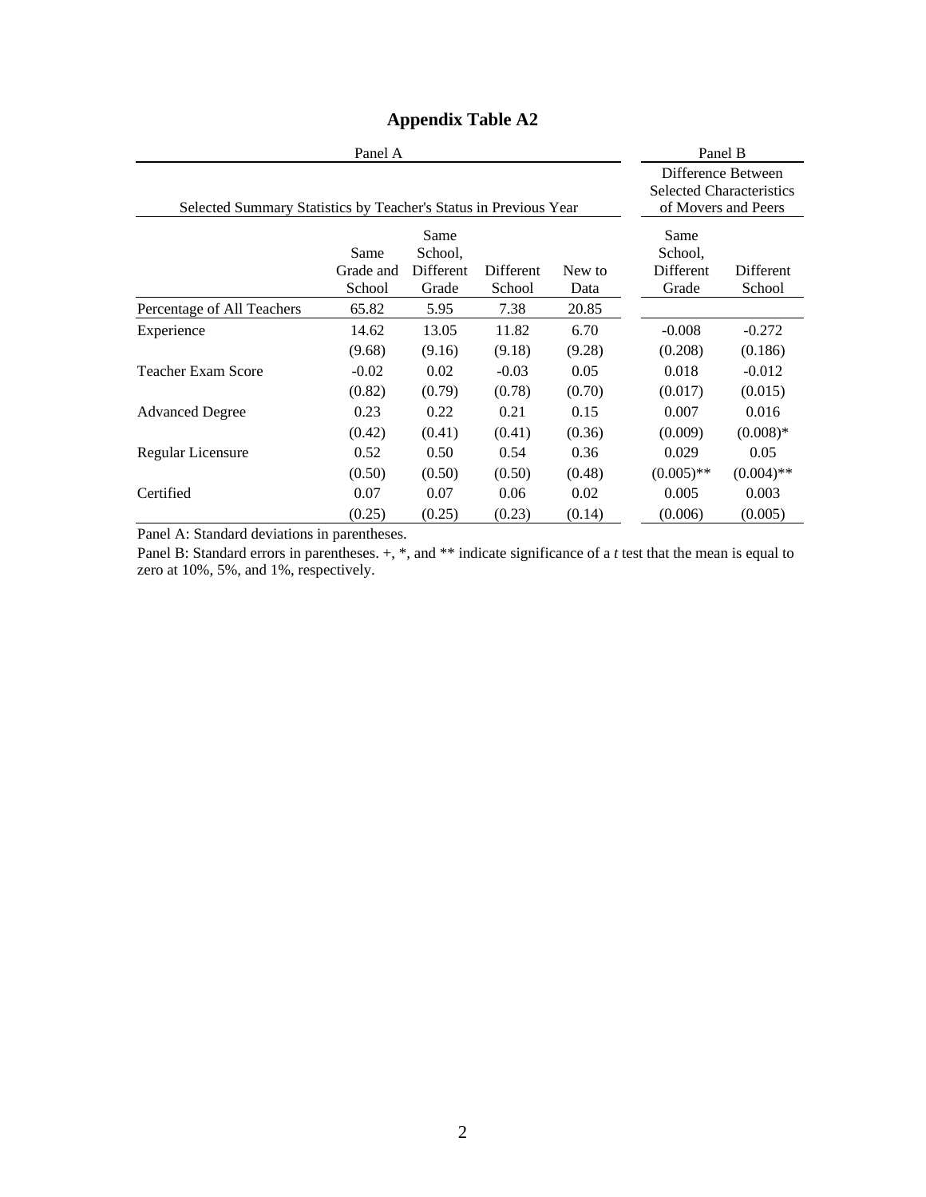# Appendix Table A2

| Panel A | | | | | Panel B | |
|---|---|---|---|---|---|---|
| Selected Summary Statistics by Teacher's Status in Previous Year | | | | | Difference Between Selected Characteristics of Movers and Peers | |
| | Same Grade and School | Same School, Different Grade | Different School | New to Data | Same School, Different Grade | Different School |
| Percentage of All Teachers | 65.82 | 5.95 | 7.38 | 20.85 | | |
| Experience | 14.62 | 13.05 | 11.82 | 6.70 | -0.008 | -0.272 |
| | (9.68) | (9.16) | (9.18) | (9.28) | (0.208) | (0.186) |
| Teacher Exam Score | -0.02 | 0.02 | -0.03 | 0.05 | 0.018 | -0.012 |
| | (0.82) | (0.79) | (0.78) | (0.70) | (0.017) | (0.015) |
| Advanced Degree | 0.23 | 0.22 | 0.21 | 0.15 | 0.007 | 0.016 |
| | (0.42) | (0.41) | (0.41) | (0.36) | (0.009) | (0.008)* |
| Regular Licensure | 0.52 | 0.50 | 0.54 | 0.36 | 0.029 | 0.05 |
| | (0.50) | (0.50) | (0.50) | (0.48) | (0.005)** | (0.004)** |
| Certified | 0.07 | 0.07 | 0.06 | 0.02 | 0.005 | 0.003 |
| | (0.25) | (0.25) | (0.23) | (0.14) | (0.006) | (0.005) |

Panel A: Standard deviations in parentheses.

Panel B: Standard errors in parentheses. +, *, and ** indicate significance of a *t* test that the mean is equal to zero at 10%, 5%, and 1%, respectively.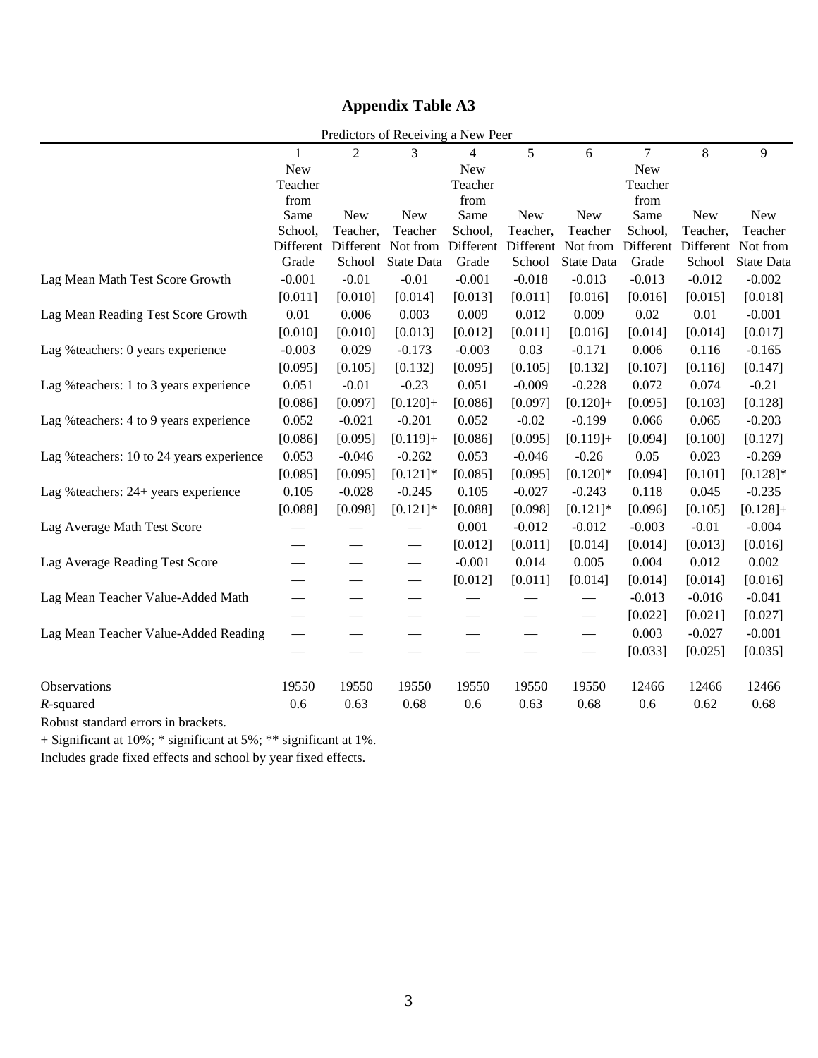# Appendix Table A3

Predictors of Receiving a New Peer

| | 1 | 2 | 3 | 4 | 5 | 6 | 7 | 8 | 9 |
|---|---|---|---|---|---|---|---|---|---|
| | New Teacher from Same School, Different Grade | New Teacher, Different School | New Teacher Not from State Data | New Teacher from Same School, Different Grade | New Teacher, Different School | New Teacher Not from State Data | New Teacher from Same School, Different Grade | New Teacher, Different School | New Teacher Not from State Data |
| Lag Mean Math Test Score Growth | -0.001 | -0.01 | -0.01 | -0.001 | -0.018 | -0.013 | -0.013 | -0.012 | -0.002 |
| | [0.011] | [0.010] | [0.014] | [0.013] | [0.011] | [0.016] | [0.016] | [0.015] | [0.018] |
| Lag Mean Reading Test Score Growth | 0.01 | 0.006 | 0.003 | 0.009 | 0.012 | 0.009 | 0.02 | 0.01 | -0.001 |
| | [0.010] | [0.010] | [0.013] | [0.012] | [0.011] | [0.016] | [0.014] | [0.014] | [0.017] |
| Lag %teachers: 0 years experience | -0.003 | 0.029 | -0.173 | -0.003 | 0.03 | -0.171 | 0.006 | 0.116 | -0.165 |
| | [0.095] | [0.105] | [0.132] | [0.095] | [0.105] | [0.132] | [0.107] | [0.116] | [0.147] |
| Lag %teachers: 1 to 3 years experience | 0.051 | -0.01 | -0.23 | 0.051 | -0.009 | -0.228 | 0.072 | 0.074 | -0.21 |
| | [0.086] | [0.097] | [0.120]+ | [0.086] | [0.097] | [0.120]+ | [0.095] | [0.103] | [0.128] |
| Lag %teachers: 4 to 9 years experience | 0.052 | -0.021 | -0.201 | 0.052 | -0.02 | -0.199 | 0.066 | 0.065 | -0.203 |
| | [0.086] | [0.095] | [0.119]+ | [0.086] | [0.095] | [0.119]+ | [0.094] | [0.100] | [0.127] |
| Lag %teachers: 10 to 24 years experience | 0.053 | -0.046 | -0.262 | 0.053 | -0.046 | -0.26 | 0.05 | 0.023 | -0.269 |
| | [0.085] | [0.095] | [0.121]* | [0.085] | [0.095] | [0.120]* | [0.094] | [0.101] | [0.128]* |
| Lag %teachers: 24+ years experience | 0.105 | -0.028 | -0.245 | 0.105 | -0.027 | -0.243 | 0.118 | 0.045 | -0.235 |
| | [0.088] | [0.098] | [0.121]* | [0.088] | [0.098] | [0.121]* | [0.096] | [0.105] | [0.128]+ |
| Lag Average Math Test Score | — | — | — | 0.001 | -0.012 | -0.012 | -0.003 | -0.01 | -0.004 |
| | — | — | — | [0.012] | [0.011] | [0.014] | [0.014] | [0.013] | [0.016] |
| Lag Average Reading Test Score | — | — | — | -0.001 | 0.014 | 0.005 | 0.004 | 0.012 | 0.002 |
| | — | — | — | [0.012] | [0.011] | [0.014] | [0.014] | [0.014] | [0.016] |
| Lag Mean Teacher Value-Added Math | — | — | — | — | — | — | -0.013 | -0.016 | -0.041 |
| | — | — | — | — | — | — | [0.022] | [0.021] | [0.027] |
| Lag Mean Teacher Value-Added Reading | — | — | — | — | — | — | 0.003 | -0.027 | -0.001 |
| | — | — | — | — | — | — | [0.033] | [0.025] | [0.035] |
| Observations | 19550 | 19550 | 19550 | 19550 | 19550 | 19550 | 12466 | 12466 | 12466 |
| *R*-squared | 0.6 | 0.63 | 0.68 | 0.6 | 0.63 | 0.68 | 0.6 | 0.62 | 0.68 |

Robust standard errors in brackets.

+ Significant at 10%; * significant at 5%; ** significant at 1%.

Includes grade fixed effects and school by year fixed effects.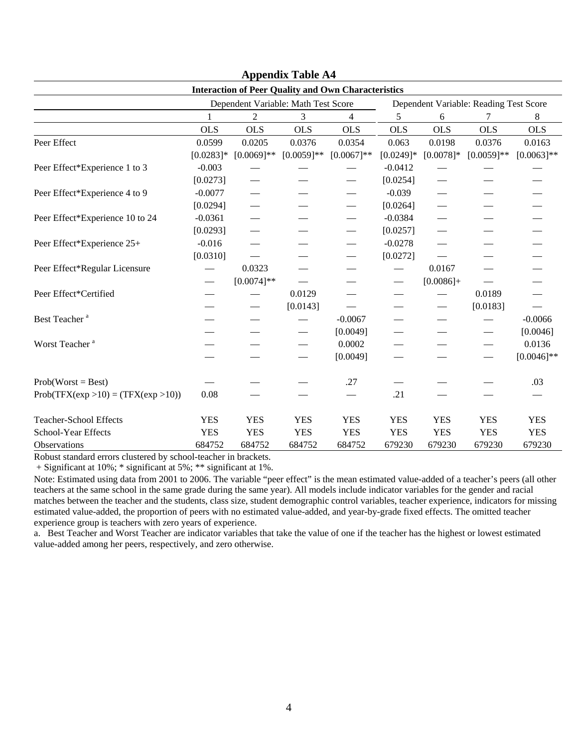## Appendix Table A4

**Interaction of Peer Quality and Own Characteristics**

| | Dependent Variable: Math Test Score | | | | Dependent Variable: Reading Test Score | | | |
|---|---|---|---|---|---|---|---|---|
| | 1 | 2 | 3 | 4 | 5 | 6 | 7 | 8 |
| | OLS | OLS | OLS | OLS | OLS | OLS | OLS | OLS |
| Peer Effect | 0.0599 | 0.0205 | 0.0376 | 0.0354 | 0.063 | 0.0198 | 0.0376 | 0.0163 |
| | [0.0283]* | [0.0069]** | [0.0059]** | [0.0067]** | [0.0249]* | [0.0078]* | [0.0059]** | [0.0063]** |
| Peer Effect*Experience 1 to 3 | -0.003 | — | — | — | -0.0412 | — | — | — |
| | [0.0273] | — | — | — | [0.0254] | — | — | — |
| Peer Effect*Experience 4 to 9 | -0.0077 | — | — | — | -0.039 | — | — | — |
| | [0.0294] | — | — | — | [0.0264] | — | — | — |
| Peer Effect*Experience 10 to 24 | -0.0361 | — | — | — | -0.0384 | — | — | — |
| | [0.0293] | — | — | — | [0.0257] | — | — | — |
| Peer Effect*Experience 25+ | -0.016 | — | — | — | -0.0278 | — | — | — |
| | [0.0310] | — | — | — | [0.0272] | — | — | — |
| Peer Effect*Regular Licensure | — | 0.0323 | — | — | — | 0.0167 | — | — |
| | — | [0.0074]** | — | — | — | [0.0086]+ | — | — |
| Peer Effect*Certified | — | — | 0.0129 | — | — | — | 0.0189 | — |
| | — | — | [0.0143] | — | — | — | [0.0183] | — |
| Best Teacher [a] | — | — | — | -0.0067 | — | — | — | -0.0066 |
| | — | — | — | [0.0049] | — | — | — | [0.0046] |
| Worst Teacher [a] | — | — | — | 0.0002 | — | — | — | 0.0136 |
| | — | — | — | [0.0049] | — | — | — | [0.0046]** |
| Prob(Worst = Best) | — | — | — | .27 | — | — | — | .03 |
| Prob(TFX(exp >10) = (TFX(exp >10)) | 0.08 | — | — | — | .21 | — | — | — |
| Teacher-School Effects | YES | YES | YES | YES | YES | YES | YES | YES |
| School-Year Effects | YES | YES | YES | YES | YES | YES | YES | YES |
| Observations | 684752 | 684752 | 684752 | 684752 | 679230 | 679230 | 679230 | 679230 |

Robust standard errors clustered by school-teacher in brackets.

+ Significant at 10%; * significant at 5%; ** significant at 1%.

Note: Estimated using data from 2001 to 2006. The variable "peer effect" is the mean estimated value-added of a teacher's peers (all other teachers at the same school in the same grade during the same year). All models include indicator variables for the gender and racial matches between the teacher and the students, class size, student demographic control variables, teacher experience, indicators for missing estimated value-added, the proportion of peers with no estimated value-added, and year-by-grade fixed effects. The omitted teacher experience group is teachers with zero years of experience.

a. Best Teacher and Worst Teacher are indicator variables that take the value of one if the teacher has the highest or lowest estimated value-added among her peers, respectively, and zero otherwise.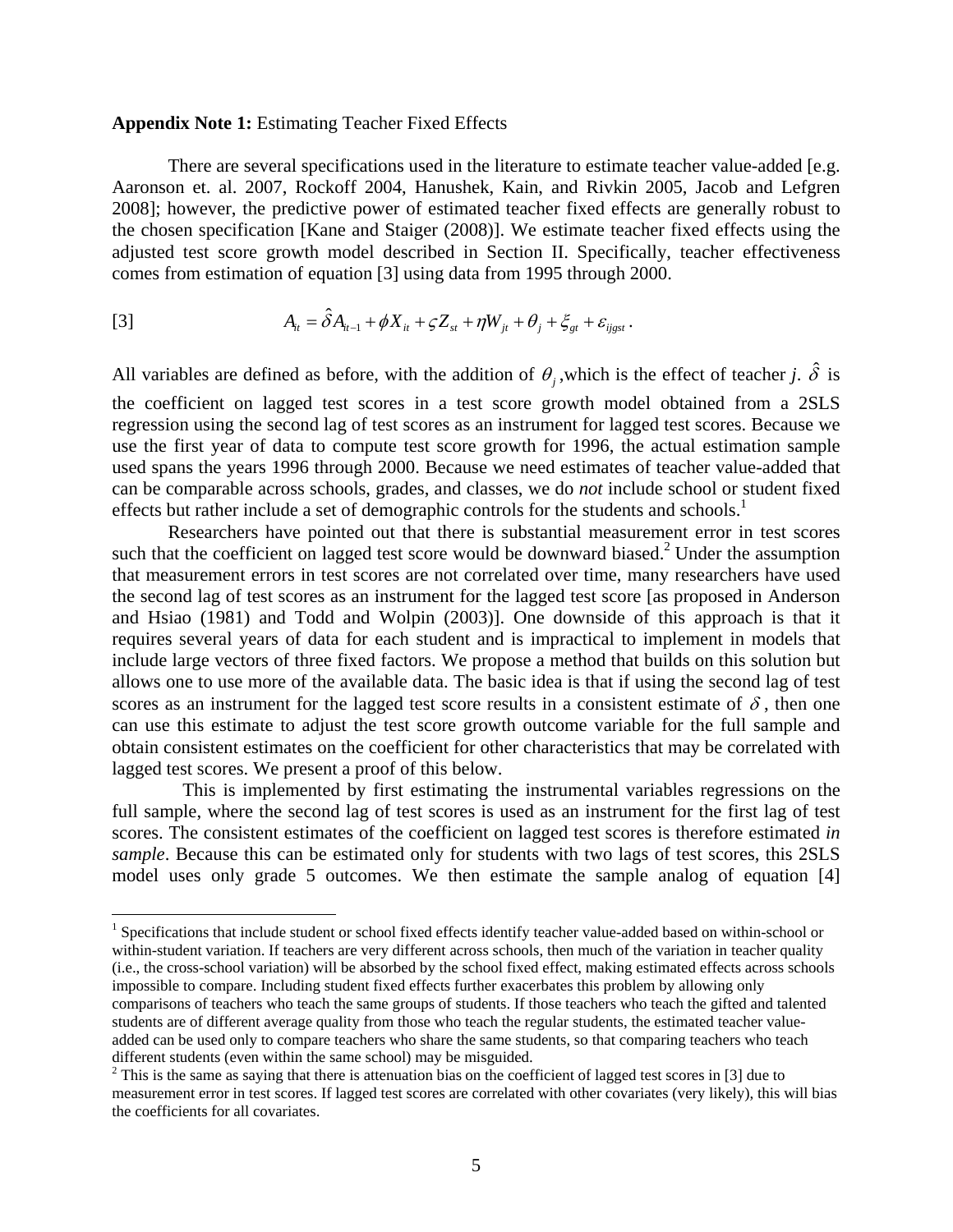**Appendix Note 1:** Estimating Teacher Fixed Effects

There are several specifications used in the literature to estimate teacher value-added [e.g. Aaronson et. al. 2007, Rockoff 2004, Hanushek, Kain, and Rivkin 2005, Jacob and Lefgren 2008]; however, the predictive power of estimated teacher fixed effects are generally robust to the chosen specification [Kane and Staiger (2008)]. We estimate teacher fixed effects using the adjusted test score growth model described in Section II. Specifically, teacher effectiveness comes from estimation of equation [3] using data from 1995 through 2000.

$$[3] \qquad A_{it} = \hat{\delta} A_{it-1} + \phi X_{it} + \varsigma Z_{st} + \eta W_{jt} + \theta_j + \xi_{gt} + \varepsilon_{ijgst}.$$

All variables are defined as before, with the addition of $\theta_j$, which is the effect of teacher *j*. $\hat{\delta}$ is the coefficient on lagged test scores in a test score growth model obtained from a 2SLS regression using the second lag of test scores as an instrument for lagged test scores. Because we use the first year of data to compute test score growth for 1996, the actual estimation sample used spans the years 1996 through 2000. Because we need estimates of teacher value-added that can be comparable across schools, grades, and classes, we do *not* include school or student fixed effects but rather include a set of demographic controls for the students and schools.[1]

Researchers have pointed out that there is substantial measurement error in test scores such that the coefficient on lagged test score would be downward biased.[2] Under the assumption that measurement errors in test scores are not correlated over time, many researchers have used the second lag of test scores as an instrument for the lagged test score [as proposed in Anderson and Hsiao (1981) and Todd and Wolpin (2003)]. One downside of this approach is that it requires several years of data for each student and is impractical to implement in models that include large vectors of three fixed factors. We propose a method that builds on this solution but allows one to use more of the available data. The basic idea is that if using the second lag of test scores as an instrument for the lagged test score results in a consistent estimate of $\delta$, then one can use this estimate to adjust the test score growth outcome variable for the full sample and obtain consistent estimates on the coefficient for other characteristics that may be correlated with lagged test scores. We present a proof of this below.

This is implemented by first estimating the instrumental variables regressions on the full sample, where the second lag of test scores is used as an instrument for the first lag of test scores. The consistent estimates of the coefficient on lagged test scores is therefore estimated *in sample*. Because this can be estimated only for students with two lags of test scores, this 2SLS model uses only grade 5 outcomes. We then estimate the sample analog of equation [4]

---

[1] Specifications that include student or school fixed effects identify teacher value-added based on within-school or within-student variation. If teachers are very different across schools, then much of the variation in teacher quality (i.e., the cross-school variation) will be absorbed by the school fixed effect, making estimated effects across schools impossible to compare. Including student fixed effects further exacerbates this problem by allowing only comparisons of teachers who teach the same groups of students. If those teachers who teach the gifted and talented students are of different average quality from those who teach the regular students, the estimated teacher value-added can be used only to compare teachers who share the same students, so that comparing teachers who teach different students (even within the same school) may be misguided.

[2] This is the same as saying that there is attenuation bias on the coefficient of lagged test scores in [3] due to measurement error in test scores. If lagged test scores are correlated with other covariates (very likely), this will bias the coefficients for all covariates.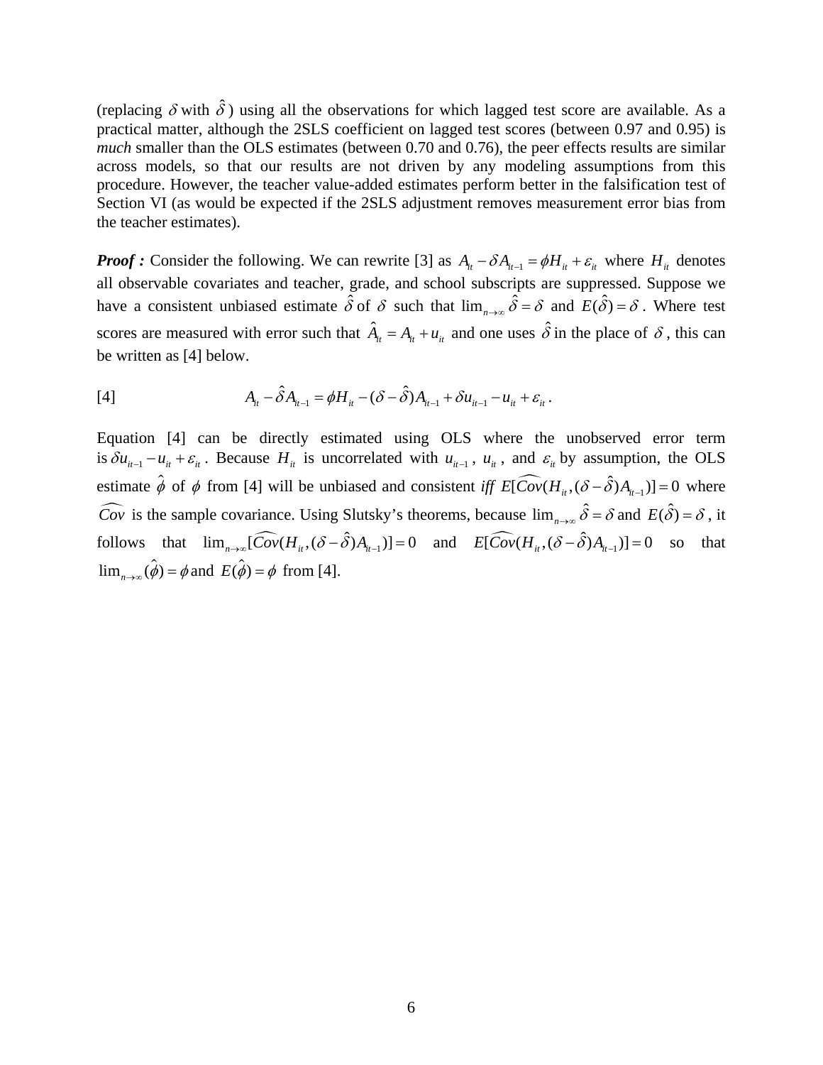(replacing $\delta$ with $\hat{\delta}$) using all the observations for which lagged test score are available. As a practical matter, although the 2SLS coefficient on lagged test scores (between 0.97 and 0.95) is *much* smaller than the OLS estimates (between 0.70 and 0.76), the peer effects results are similar across models, so that our results are not driven by any modeling assumptions from this procedure. However, the teacher value-added estimates perform better in the falsification test of Section VI (as would be expected if the 2SLS adjustment removes measurement error bias from the teacher estimates).

***Proof :*** Consider the following. We can rewrite [3] as $A_{it} - \delta A_{it-1} = \phi H_{it} + \varepsilon_{it}$ where $H_{it}$ denotes all observable covariates and teacher, grade, and school subscripts are suppressed. Suppose we have a consistent unbiased estimate $\hat{\delta}$ of $\delta$ such that $\lim_{n\to\infty} \hat{\delta} = \delta$ and $E(\hat{\delta}) = \delta$. Where test scores are measured with error such that $\hat{A}_{it} = A_{it} + u_{it}$ and one uses $\hat{\delta}$ in the place of $\delta$, this can be written as [4] below.

$$[4] \qquad A_{it} - \hat{\delta} A_{it-1} = \phi H_{it} - (\delta - \hat{\delta}) A_{it-1} + \delta u_{it-1} - u_{it} + \varepsilon_{it}.$$

Equation [4] can be directly estimated using OLS where the unobserved error term is $\delta u_{it-1} - u_{it} + \varepsilon_{it}$. Because $H_{it}$ is uncorrelated with $u_{it-1}$, $u_{it}$, and $\varepsilon_{it}$ by assumption, the OLS estimate $\hat{\phi}$ of $\phi$ from [4] will be unbiased and consistent *iff* $E[\widehat{Cov}(H_{it}, (\delta - \hat{\delta}) A_{it-1})] = 0$ where $\widehat{Cov}$ is the sample covariance. Using Slutsky's theorems, because $\lim_{n\to\infty} \hat{\delta} = \delta$ and $E(\hat{\delta}) = \delta$, it follows that $\lim_{n\to\infty}[\widehat{Cov}(H_{it}, (\delta - \hat{\delta}) A_{it-1})] = 0$ and $E[\widehat{Cov}(H_{it}, (\delta - \hat{\delta}) A_{it-1})] = 0$ so that $\lim_{n\to\infty}(\hat{\phi}) = \phi$ and $E(\hat{\phi}) = \phi$ from [4].